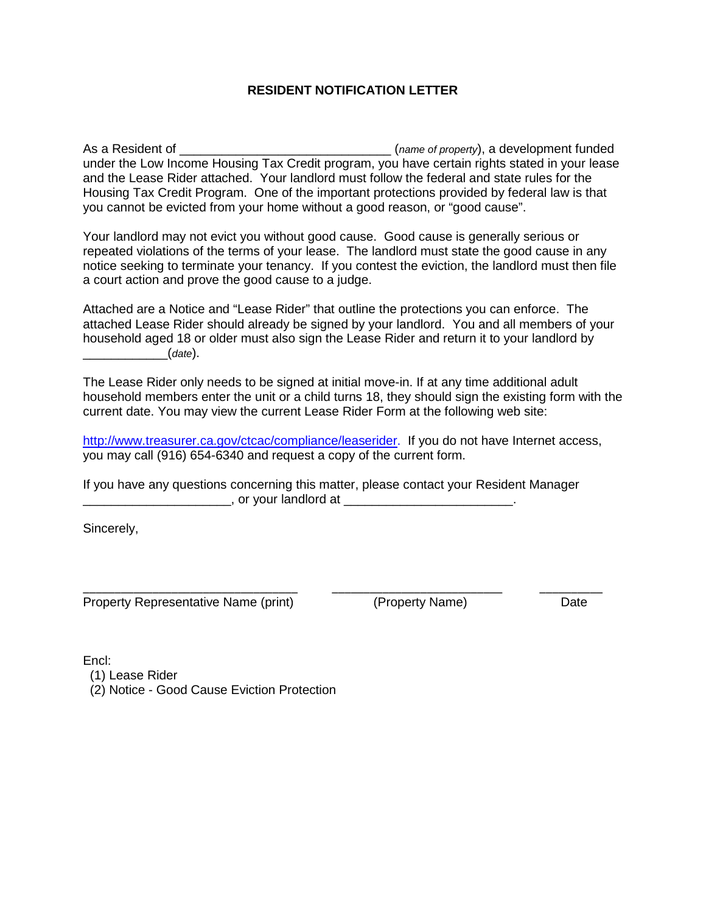# RESIDENT NOTIFICATION LETTER

As a Resident of _____________________________ (*name of property*), a development funded under the Low Income Housing Tax Credit program, you have certain rights stated in your lease and the Lease Rider attached. Your landlord must follow the federal and state rules for the Housing Tax Credit Program. One of the important protections provided by federal law is that you cannot be evicted from your home without a good reason, or "good cause".

Your landlord may not evict you without good cause. Good cause is generally serious or repeated violations of the terms of your lease. The landlord must state the good cause in any notice seeking to terminate your tenancy. If you contest the eviction, the landlord must then file a court action and prove the good cause to a judge.

Attached are a Notice and "Lease Rider" that outline the protections you can enforce. The attached Lease Rider should already be signed by your landlord. You and all members of your household aged 18 or older must also sign the Lease Rider and return it to your landlord by ____________(*date*).

The Lease Rider only needs to be signed at initial move-in. If at any time additional adult household members enter the unit or a child turns 18, they should sign the existing form with the current date. You may view the current Lease Rider Form at the following web site:

http://www.treasurer.ca.gov/ctcac/compliance/leaserider. If you do not have Internet access, you may call (916) 654-6340 and request a copy of the current form.

If you have any questions concerning this matter, please contact your Resident Manager _____________________, or your landlord at ________________________.

Sincerely,

______________________________ ________________________ _________

Property Representative Name (print) (Property Name) Date

Encl:
(1) Lease Rider
(2) Notice - Good Cause Eviction Protection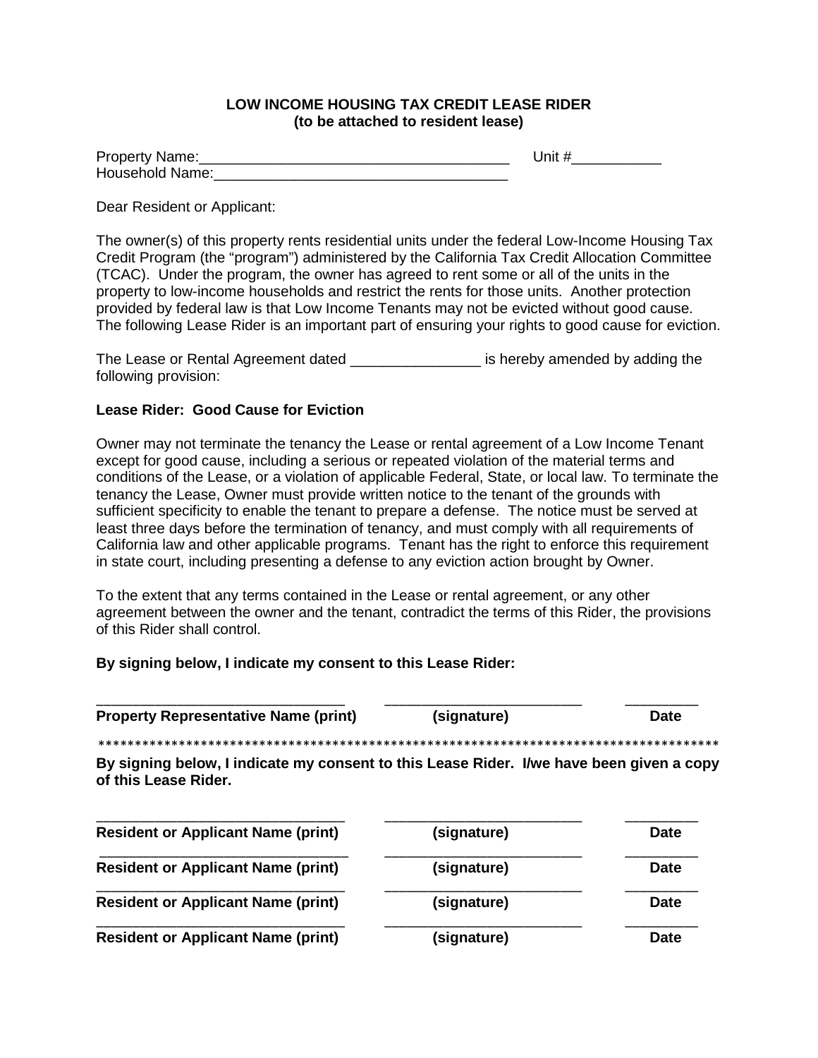**LOW INCOME HOUSING TAX CREDIT LEASE RIDER**
**(to be attached to resident lease)**

Property Name:_____________________________________ Unit #___________
Household Name:___________________________________

Dear Resident or Applicant:

The owner(s) of this property rents residential units under the federal Low-Income Housing Tax Credit Program (the "program") administered by the California Tax Credit Allocation Committee (TCAC). Under the program, the owner has agreed to rent some or all of the units in the property to low-income households and restrict the rents for those units. Another protection provided by federal law is that Low Income Tenants may not be evicted without good cause. The following Lease Rider is an important part of ensuring your rights to good cause for eviction.

The Lease or Rental Agreement dated ________________ is hereby amended by adding the following provision:

**Lease Rider: Good Cause for Eviction**

Owner may not terminate the tenancy the Lease or rental agreement of a Low Income Tenant except for good cause, including a serious or repeated violation of the material terms and conditions of the Lease, or a violation of applicable Federal, State, or local law. To terminate the tenancy the Lease, Owner must provide written notice to the tenant of the grounds with sufficient specificity to enable the tenant to prepare a defense. The notice must be served at least three days before the termination of tenancy, and must comply with all requirements of California law and other applicable programs. Tenant has the right to enforce this requirement in state court, including presenting a defense to any eviction action brought by Owner.

To the extent that any terms contained in the Lease or rental agreement, or any other agreement between the owner and the tenant, contradict the terms of this Rider, the provisions of this Rider shall control.

**By signing below, I indicate my consent to this Lease Rider:**

_______________________________ _________________________ _________
**Property Representative Name (print)** **(signature)** **Date**

*************************************************************************************

**By signing below, I indicate my consent to this Lease Rider. I/we have been given a copy of this Lease Rider.**

_______________________________ _________________________ _________
**Resident or Applicant Name (print)** **(signature)** **Date**

_______________________________ _________________________ _________
**Resident or Applicant Name (print)** **(signature)** **Date**

_______________________________ _________________________ _________
**Resident or Applicant Name (print)** **(signature)** **Date**

_______________________________ _________________________ _________
**Resident or Applicant Name (print)** **(signature)** **Date**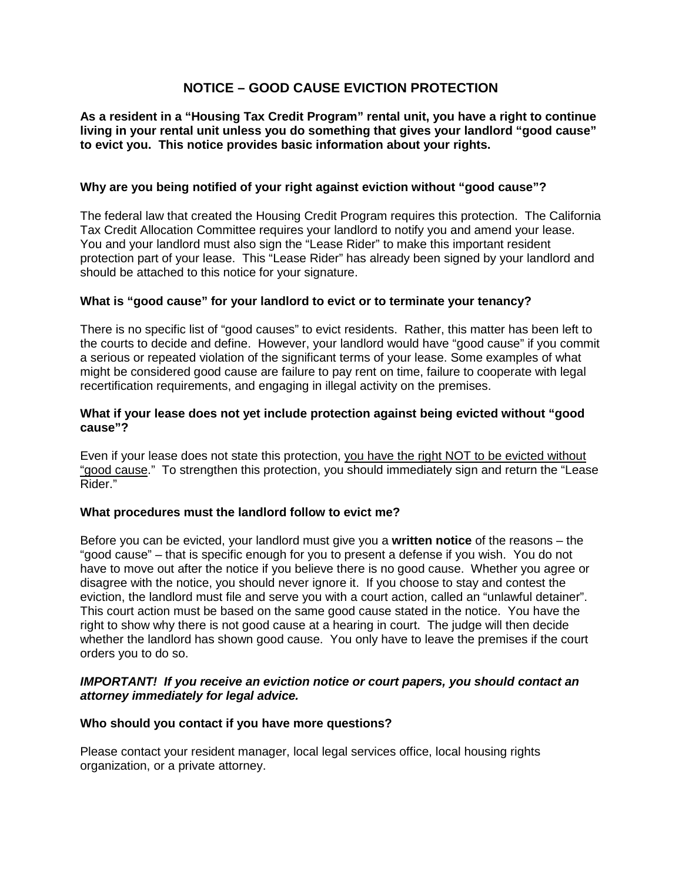# NOTICE – GOOD CAUSE EVICTION PROTECTION

**As a resident in a "Housing Tax Credit Program" rental unit, you have a right to continue living in your rental unit unless you do something that gives your landlord "good cause" to evict you. This notice provides basic information about your rights.**

### Why are you being notified of your right against eviction without "good cause"?

The federal law that created the Housing Credit Program requires this protection. The California Tax Credit Allocation Committee requires your landlord to notify you and amend your lease. You and your landlord must also sign the "Lease Rider" to make this important resident protection part of your lease. This "Lease Rider" has already been signed by your landlord and should be attached to this notice for your signature.

### What is "good cause" for your landlord to evict or to terminate your tenancy?

There is no specific list of "good causes" to evict residents. Rather, this matter has been left to the courts to decide and define. However, your landlord would have "good cause" if you commit a serious or repeated violation of the significant terms of your lease. Some examples of what might be considered good cause are failure to pay rent on time, failure to cooperate with legal recertification requirements, and engaging in illegal activity on the premises.

### What if your lease does not yet include protection against being evicted without "good cause"?

Even if your lease does not state this protection, <u>you have the right NOT to be evicted without "good cause</u>." To strengthen this protection, you should immediately sign and return the "Lease Rider."

### What procedures must the landlord follow to evict me?

Before you can be evicted, your landlord must give you a **written notice** of the reasons – the "good cause" – that is specific enough for you to present a defense if you wish. You do not have to move out after the notice if you believe there is no good cause. Whether you agree or disagree with the notice, you should never ignore it. If you choose to stay and contest the eviction, the landlord must file and serve you with a court action, called an "unlawful detainer". This court action must be based on the same good cause stated in the notice. You have the right to show why there is not good cause at a hearing in court. The judge will then decide whether the landlord has shown good cause. You only have to leave the premises if the court orders you to do so.

***IMPORTANT! If you receive an eviction notice or court papers, you should contact an attorney immediately for legal advice.***

### Who should you contact if you have more questions?

Please contact your resident manager, local legal services office, local housing rights organization, or a private attorney.